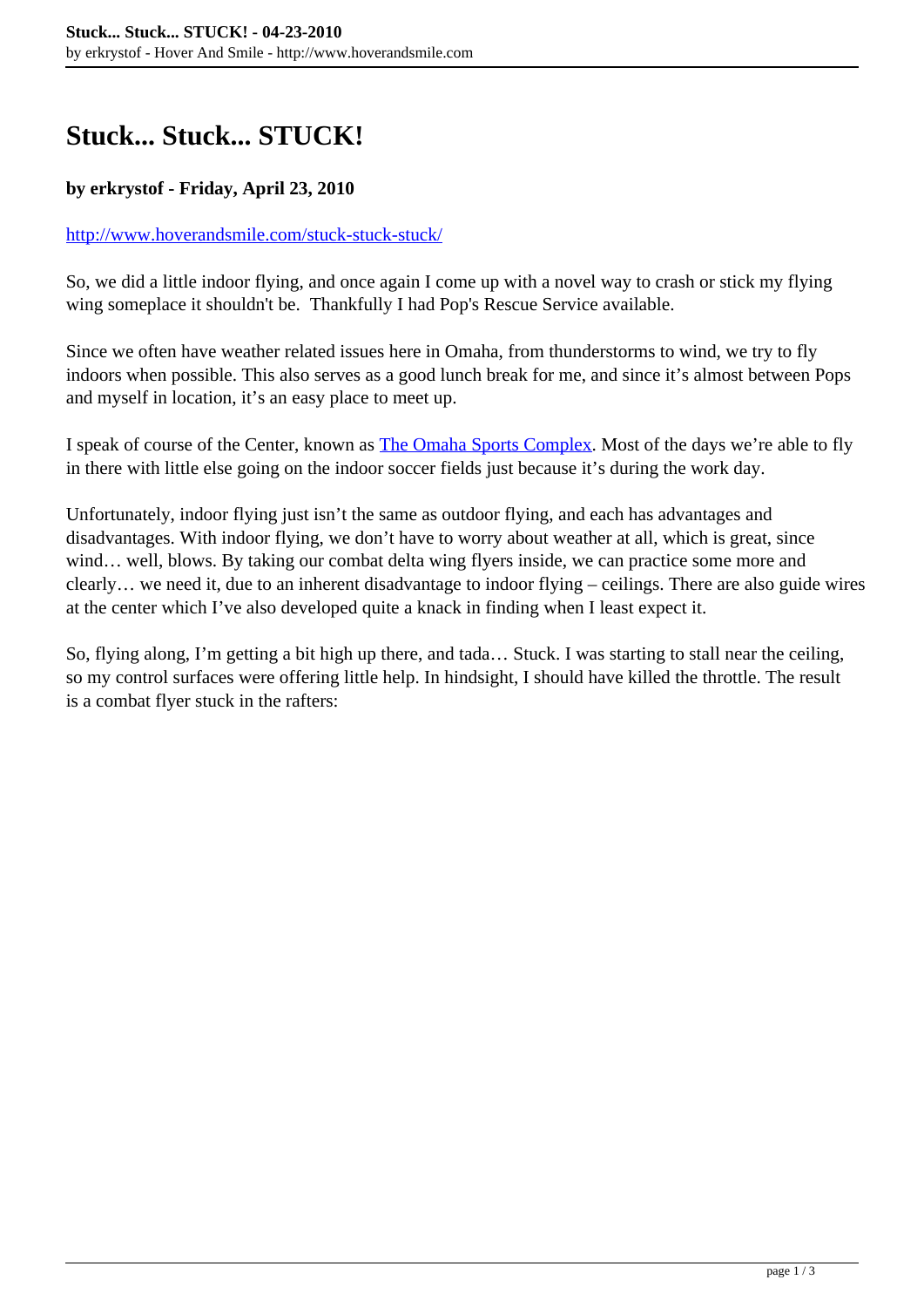# Stuck... Stuck... STUCK!

**by erkrystof - Friday, April 23, 2010**

[http://www.hoverandsmile.com/stuck-stuck-stuck/](http://www.hoverandsmile.com/stuck-stuck-stuck/)

So, we did a little indoor flying, and once again I come up with a novel way to crash or stick my flying wing someplace it shouldn't be.  Thankfully I had Pop's Rescue Service available.

Since we often have weather related issues here in Omaha, from thunderstorms to wind, we try to fly indoors when possible. This also serves as a good lunch break for me, and since it's almost between Pops and myself in location, it's an easy place to meet up.

I speak of course of the Center, known as [The Omaha Sports Complex](). Most of the days we're able to fly in there with little else going on the indoor soccer fields just because it's during the work day.

Unfortunately, indoor flying just isn't the same as outdoor flying, and each has advantages and disadvantages. With indoor flying, we don't have to worry about weather at all, which is great, since wind… well, blows. By taking our combat delta wing flyers inside, we can practice some more and clearly… we need it, due to an inherent disadvantage to indoor flying – ceilings. There are also guide wires at the center which I've also developed quite a knack in finding when I least expect it.

So, flying along, I'm getting a bit high up there, and tada… Stuck. I was starting to stall near the ceiling, so my control surfaces were offering little help. In hindsight, I should have killed the throttle. The result is a combat flyer stuck in the rafters: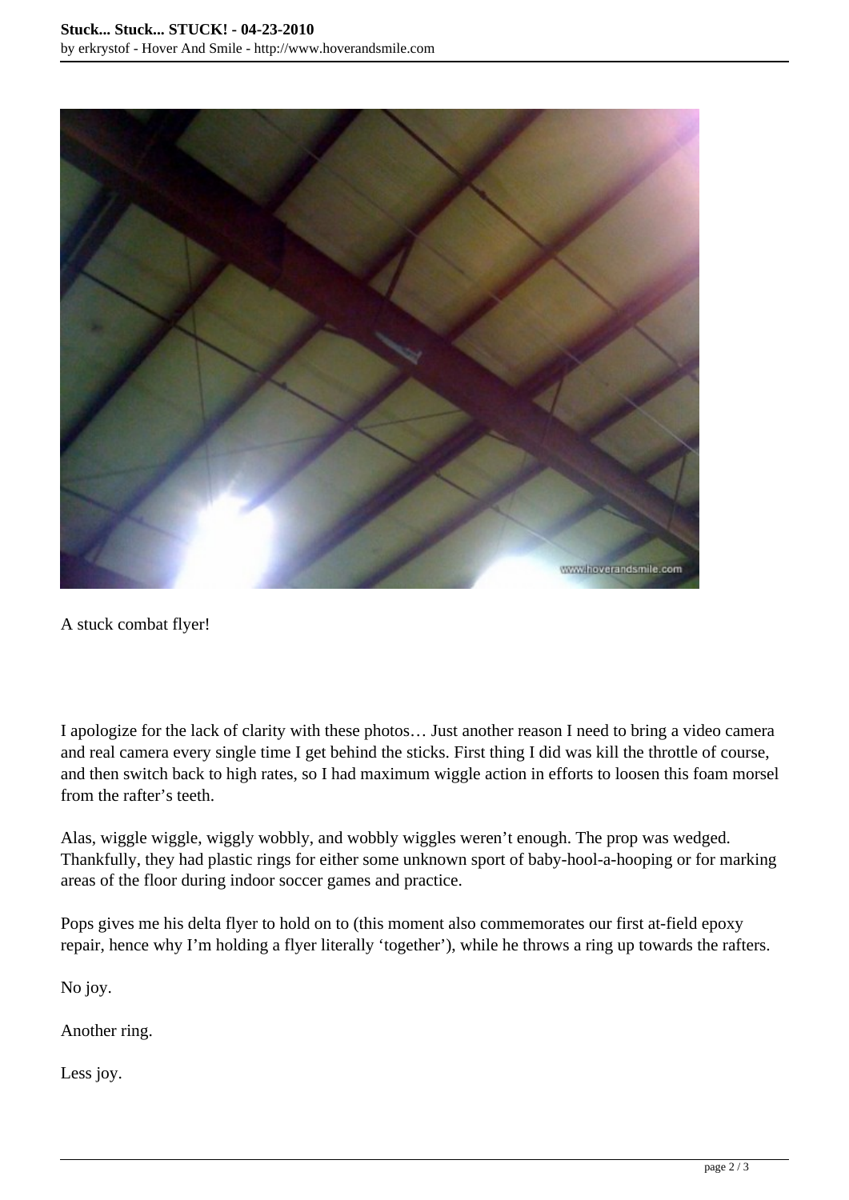A stuck combat flyer!

I apologize for the lack of clarity with these photos… Just another reason I need to bring a video camera and real camera every single time I get behind the sticks. First thing I did was kill the throttle of course, and then switch back to high rates, so I had maximum wiggle action in efforts to loosen this foam morsel from the rafter's teeth.

Alas, wiggle wiggle, wiggly wobbly, and wobbly wiggles weren't enough. The prop was wedged. Thankfully, they had plastic rings for either some unknown sport of baby-hool-a-hooping or for marking areas of the floor during indoor soccer games and practice.

Pops gives me his delta flyer to hold on to (this moment also commemorates our first at-field epoxy repair, hence why I'm holding a flyer literally 'together'), while he throws a ring up towards the rafters.

No joy.

Another ring.

Less joy.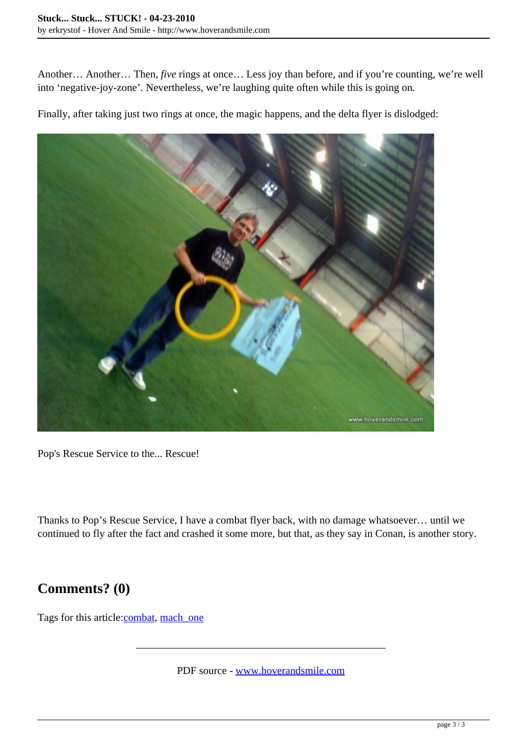Another… Another… Then, *five* rings at once… Less joy than before, and if you're counting, we're well into 'negative-joy-zone'. Nevertheless, we're laughing quite often while this is going on.

Finally, after taking just two rings at once, the magic happens, and the delta flyer is dislodged:

Pop's Rescue Service to the... Rescue!

Thanks to Pop's Rescue Service, I have a combat flyer back, with no damage whatsoever… until we continued to fly after the fact and crashed it some more, but that, as they say in Conan, is another story.

## Comments? (0)

Tags for this article:combat, mach_one

PDF source - www.hoverandsmile.com